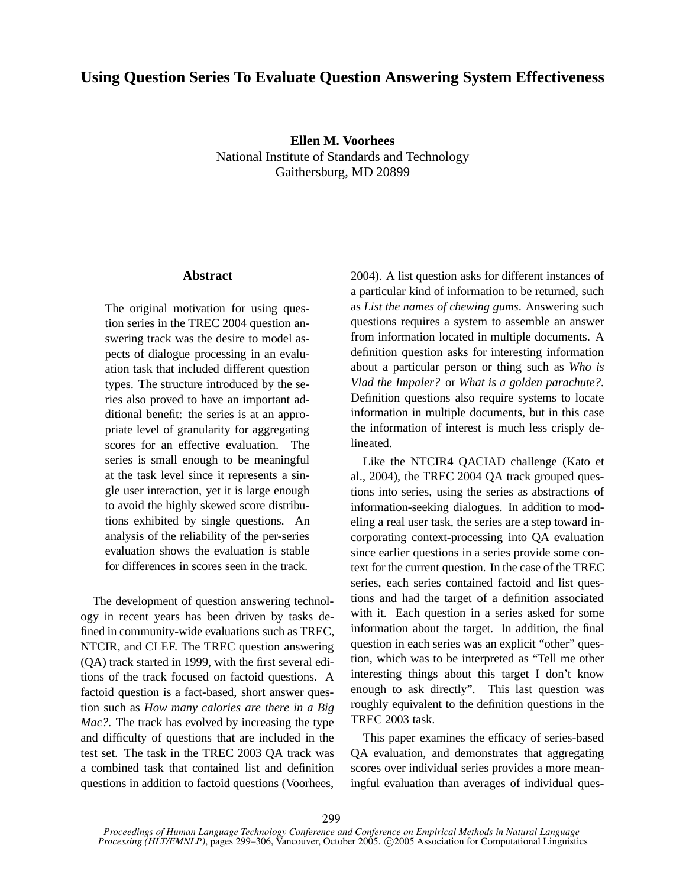# Using Question Series To Evaluate Question Answering System Effectiveness

**Ellen M. Voorhees**
National Institute of Standards and Technology
Gaithersburg, MD 20899

## Abstract

The original motivation for using question series in the TREC 2004 question answering track was the desire to model aspects of dialogue processing in an evaluation task that included different question types. The structure introduced by the series also proved to have an important additional benefit: the series is at an appropriate level of granularity for aggregating scores for an effective evaluation. The series is small enough to be meaningful at the task level since it represents a single user interaction, yet it is large enough to avoid the highly skewed score distributions exhibited by single questions. An analysis of the reliability of the per-series evaluation shows the evaluation is stable for differences in scores seen in the track.

The development of question answering technology in recent years has been driven by tasks defined in community-wide evaluations such as TREC, NTCIR, and CLEF. The TREC question answering (QA) track started in 1999, with the first several editions of the track focused on factoid questions. A factoid question is a fact-based, short answer question such as *How many calories are there in a Big Mac?*. The track has evolved by increasing the type and difficulty of questions that are included in the test set. The task in the TREC 2003 QA track was a combined task that contained list and definition questions in addition to factoid questions (Voorhees, 2004). A list question asks for different instances of a particular kind of information to be returned, such as *List the names of chewing gums*. Answering such questions requires a system to assemble an answer from information located in multiple documents. A definition question asks for interesting information about a particular person or thing such as *Who is Vlad the Impaler?* or *What is a golden parachute?*. Definition questions also require systems to locate information in multiple documents, but in this case the information of interest is much less crisply delineated.

Like the NTCIR4 QACIAD challenge (Kato et al., 2004), the TREC 2004 QA track grouped questions into series, using the series as abstractions of information-seeking dialogues. In addition to modeling a real user task, the series are a step toward incorporating context-processing into QA evaluation since earlier questions in a series provide some context for the current question. In the case of the TREC series, each series contained factoid and list questions and had the target of a definition associated with it. Each question in a series asked for some information about the target. In addition, the final question in each series was an explicit "other" question, which was to be interpreted as "Tell me other interesting things about this target I don't know enough to ask directly". This last question was roughly equivalent to the definition questions in the TREC 2003 task.

This paper examines the efficacy of series-based QA evaluation, and demonstrates that aggregating scores over individual series provides a more meaningful evaluation than averages of individual ques-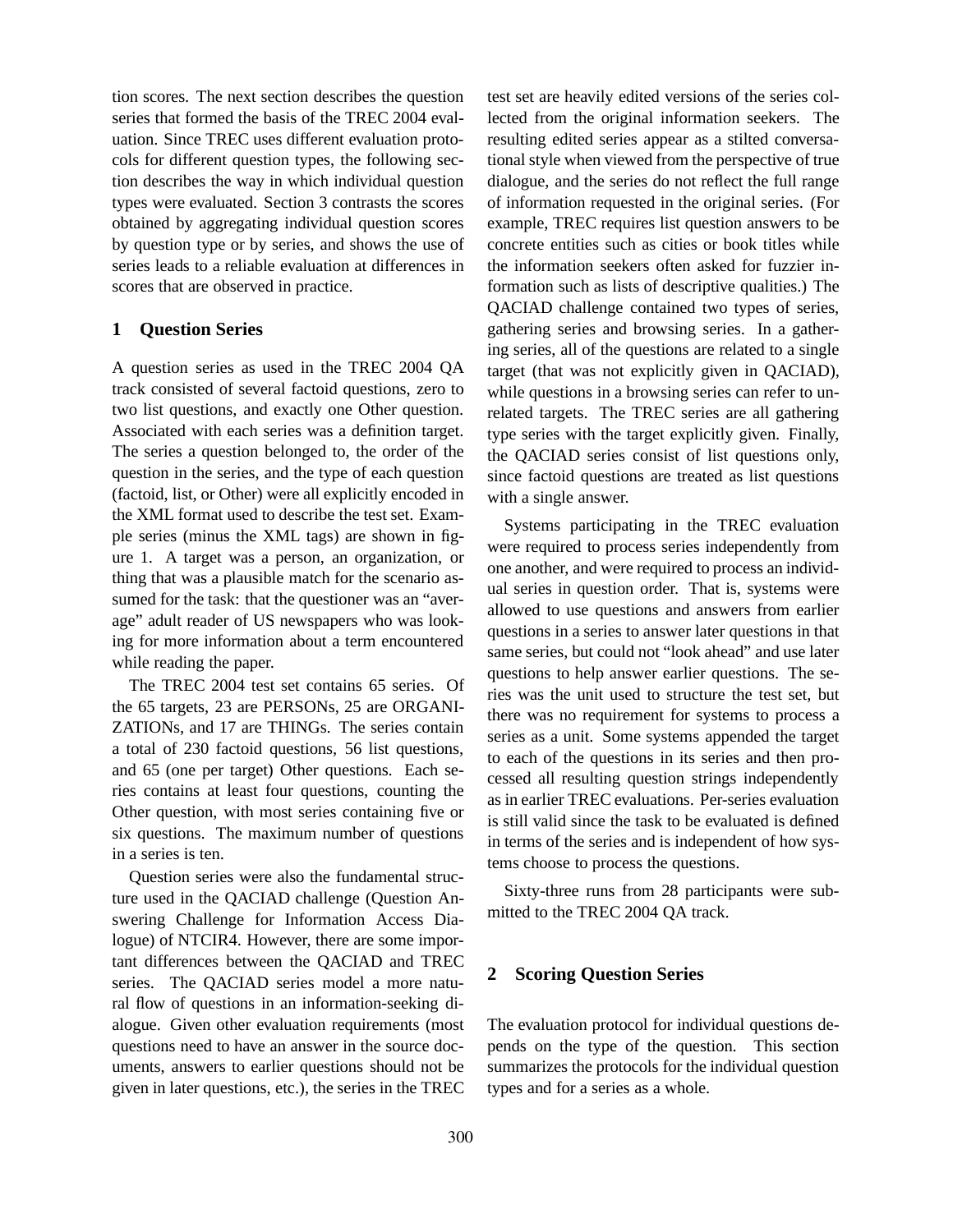tion scores. The next section describes the question series that formed the basis of the TREC 2004 evaluation. Since TREC uses different evaluation protocols for different question types, the following section describes the way in which individual question types were evaluated. Section 3 contrasts the scores obtained by aggregating individual question scores by question type or by series, and shows the use of series leads to a reliable evaluation at differences in scores that are observed in practice.

## 1 Question Series

A question series as used in the TREC 2004 QA track consisted of several factoid questions, zero to two list questions, and exactly one Other question. Associated with each series was a definition target. The series a question belonged to, the order of the question in the series, and the type of each question (factoid, list, or Other) were all explicitly encoded in the XML format used to describe the test set. Example series (minus the XML tags) are shown in figure 1. A target was a person, an organization, or thing that was a plausible match for the scenario assumed for the task: that the questioner was an "average" adult reader of US newspapers who was looking for more information about a term encountered while reading the paper.

The TREC 2004 test set contains 65 series. Of the 65 targets, 23 are PERSONs, 25 are ORGANIZATIONs, and 17 are THINGs. The series contain a total of 230 factoid questions, 56 list questions, and 65 (one per target) Other questions. Each series contains at least four questions, counting the Other question, with most series containing five or six questions. The maximum number of questions in a series is ten.

Question series were also the fundamental structure used in the QACIAD challenge (Question Answering Challenge for Information Access Dialogue) of NTCIR4. However, there are some important differences between the QACIAD and TREC series. The QACIAD series model a more natural flow of questions in an information-seeking dialogue. Given other evaluation requirements (most questions need to have an answer in the source documents, answers to earlier questions should not be given in later questions, etc.), the series in the TREC test set are heavily edited versions of the series collected from the original information seekers. The resulting edited series appear as a stilted conversational style when viewed from the perspective of true dialogue, and the series do not reflect the full range of information requested in the original series. (For example, TREC requires list question answers to be concrete entities such as cities or book titles while the information seekers often asked for fuzzier information such as lists of descriptive qualities.) The QACIAD challenge contained two types of series, gathering series and browsing series. In a gathering series, all of the questions are related to a single target (that was not explicitly given in QACIAD), while questions in a browsing series can refer to unrelated targets. The TREC series are all gathering type series with the target explicitly given. Finally, the QACIAD series consist of list questions only, since factoid questions are treated as list questions with a single answer.

Systems participating in the TREC evaluation were required to process series independently from one another, and were required to process an individual series in question order. That is, systems were allowed to use questions and answers from earlier questions in a series to answer later questions in that same series, but could not "look ahead" and use later questions to help answer earlier questions. The series was the unit used to structure the test set, but there was no requirement for systems to process a series as a unit. Some systems appended the target to each of the questions in its series and then processed all resulting question strings independently as in earlier TREC evaluations. Per-series evaluation is still valid since the task to be evaluated is defined in terms of the series and is independent of how systems choose to process the questions.

Sixty-three runs from 28 participants were submitted to the TREC 2004 QA track.

## 2 Scoring Question Series

The evaluation protocol for individual questions depends on the type of the question. This section summarizes the protocols for the individual question types and for a series as a whole.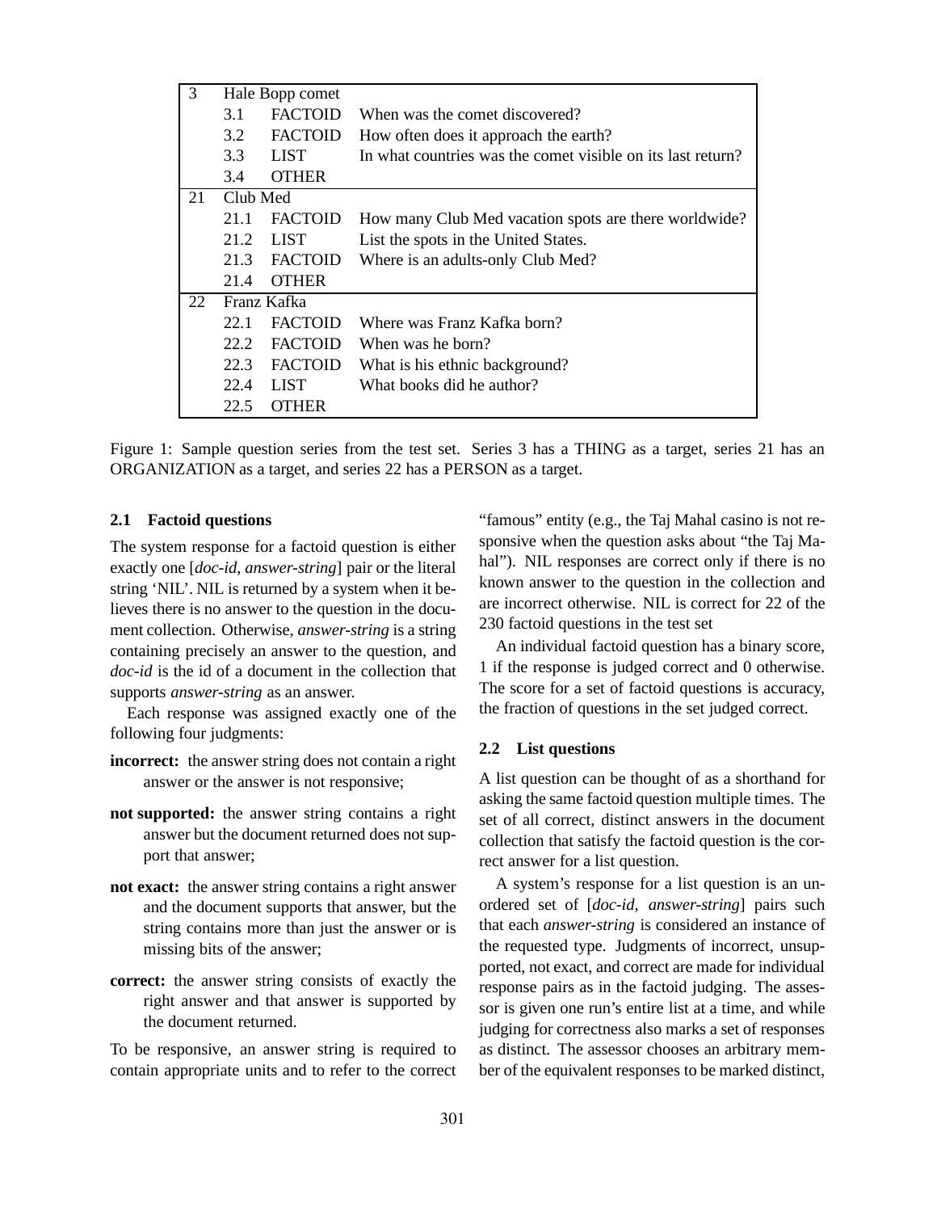| | | | |
|---|---|---|---|
| 3 | Hale Bopp comet | | |
| | 3.1 | FACTOID | When was the comet discovered? |
| | 3.2 | FACTOID | How often does it approach the earth? |
| | 3.3 | LIST | In what countries was the comet visible on its last return? |
| | 3.4 | OTHER | |
| 21 | Club Med | | |
| | 21.1 | FACTOID | How many Club Med vacation spots are there worldwide? |
| | 21.2 | LIST | List the spots in the United States. |
| | 21.3 | FACTOID | Where is an adults-only Club Med? |
| | 21.4 | OTHER | |
| 22 | Franz Kafka | | |
| | 22.1 | FACTOID | Where was Franz Kafka born? |
| | 22.2 | FACTOID | When was he born? |
| | 22.3 | FACTOID | What is his ethnic background? |
| | 22.4 | LIST | What books did he author? |
| | 22.5 | OTHER | |

Figure 1: Sample question series from the test set. Series 3 has a THING as a target, series 21 has an ORGANIZATION as a target, and series 22 has a PERSON as a target.

### 2.1 Factoid questions

The system response for a factoid question is either exactly one [*doc-id*, *answer-string*] pair or the literal string 'NIL'. NIL is returned by a system when it believes there is no answer to the question in the document collection. Otherwise, *answer-string* is a string containing precisely an answer to the question, and *doc-id* is the id of a document in the collection that supports *answer-string* as an answer.

Each response was assigned exactly one of the following four judgments:

**incorrect:** the answer string does not contain a right answer or the answer is not responsive;

**not supported:** the answer string contains a right answer but the document returned does not support that answer;

**not exact:** the answer string contains a right answer and the document supports that answer, but the string contains more than just the answer or is missing bits of the answer;

**correct:** the answer string consists of exactly the right answer and that answer is supported by the document returned.

To be responsive, an answer string is required to contain appropriate units and to refer to the correct "famous" entity (e.g., the Taj Mahal casino is not responsive when the question asks about "the Taj Mahal"). NIL responses are correct only if there is no known answer to the question in the collection and are incorrect otherwise. NIL is correct for 22 of the 230 factoid questions in the test set

An individual factoid question has a binary score, 1 if the response is judged correct and 0 otherwise. The score for a set of factoid questions is accuracy, the fraction of questions in the set judged correct.

### 2.2 List questions

A list question can be thought of as a shorthand for asking the same factoid question multiple times. The set of all correct, distinct answers in the document collection that satisfy the factoid question is the correct answer for a list question.

A system's response for a list question is an unordered set of [*doc-id*, *answer-string*] pairs such that each *answer-string* is considered an instance of the requested type. Judgments of incorrect, unsupported, not exact, and correct are made for individual response pairs as in the factoid judging. The assessor is given one run's entire list at a time, and while judging for correctness also marks a set of responses as distinct. The assessor chooses an arbitrary member of the equivalent responses to be marked distinct,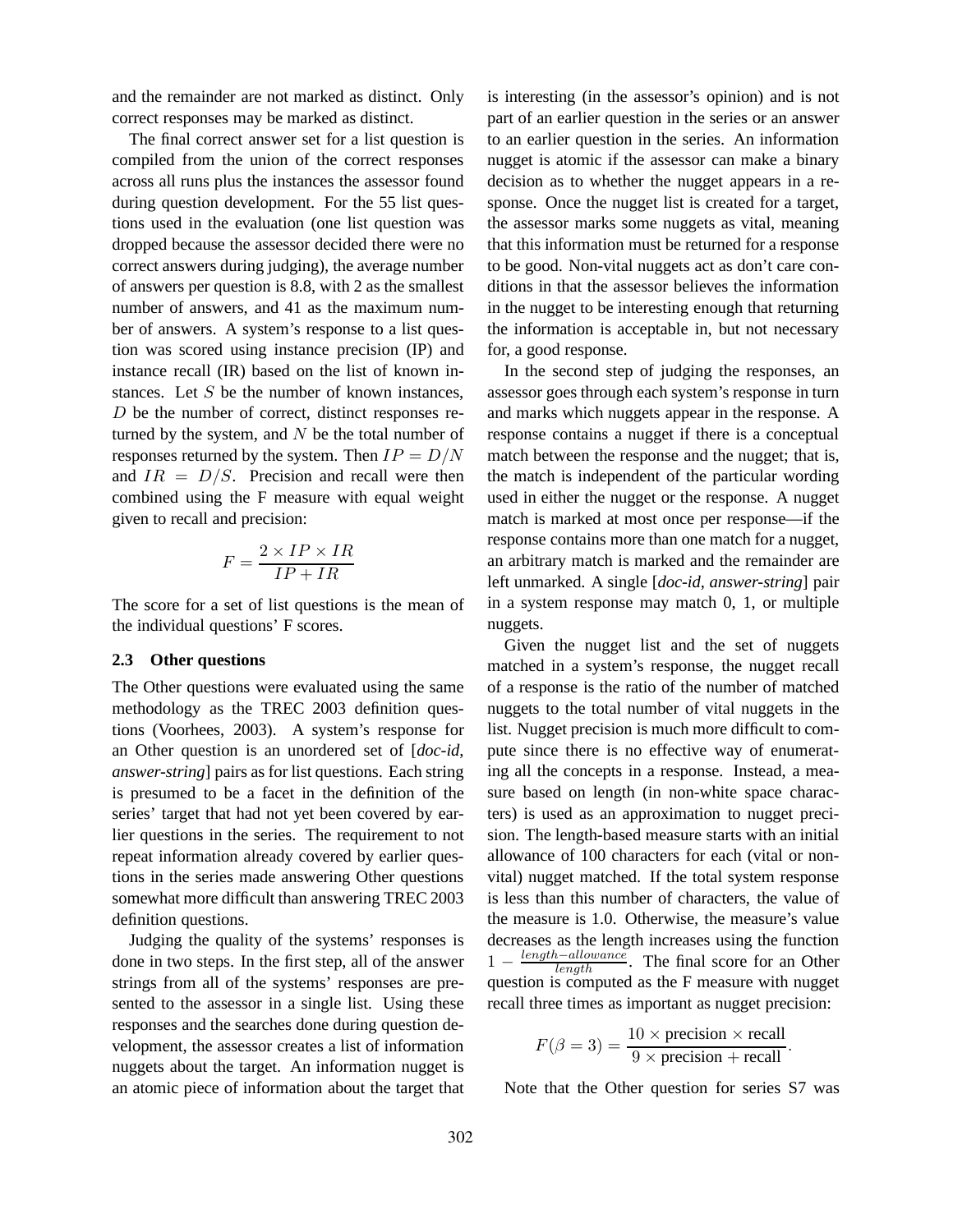and the remainder are not marked as distinct. Only correct responses may be marked as distinct.

The final correct answer set for a list question is compiled from the union of the correct responses across all runs plus the instances the assessor found during question development. For the 55 list questions used in the evaluation (one list question was dropped because the assessor decided there were no correct answers during judging), the average number of answers per question is 8.8, with 2 as the smallest number of answers, and 41 as the maximum number of answers. A system's response to a list question was scored using instance precision (IP) and instance recall (IR) based on the list of known instances. Let $S$ be the number of known instances, $D$ be the number of correct, distinct responses returned by the system, and $N$ be the total number of responses returned by the system. Then $IP = D/N$ and $IR = D/S$. Precision and recall were then combined using the F measure with equal weight given to recall and precision:

$$F = \frac{2 \times IP \times IR}{IP + IR}$$

The score for a set of list questions is the mean of the individual questions' F scores.

### 2.3 Other questions

The Other questions were evaluated using the same methodology as the TREC 2003 definition questions (Voorhees, 2003). A system's response for an Other question is an unordered set of [*doc-id, answer-string*] pairs as for list questions. Each string is presumed to be a facet in the definition of the series' target that had not yet been covered by earlier questions in the series. The requirement to not repeat information already covered by earlier questions in the series made answering Other questions somewhat more difficult than answering TREC 2003 definition questions.

Judging the quality of the systems' responses is done in two steps. In the first step, all of the answer strings from all of the systems' responses are presented to the assessor in a single list. Using these responses and the searches done during question development, the assessor creates a list of information nuggets about the target. An information nugget is an atomic piece of information about the target that is interesting (in the assessor's opinion) and is not part of an earlier question in the series or an answer to an earlier question in the series. An information nugget is atomic if the assessor can make a binary decision as to whether the nugget appears in a response. Once the nugget list is created for a target, the assessor marks some nuggets as vital, meaning that this information must be returned for a response to be good. Non-vital nuggets act as don't care conditions in that the assessor believes the information in the nugget to be interesting enough that returning the information is acceptable in, but not necessary for, a good response.

In the second step of judging the responses, an assessor goes through each system's response in turn and marks which nuggets appear in the response. A response contains a nugget if there is a conceptual match between the response and the nugget; that is, the match is independent of the particular wording used in either the nugget or the response. A nugget match is marked at most once per response—if the response contains more than one match for a nugget, an arbitrary match is marked and the remainder are left unmarked. A single [*doc-id, answer-string*] pair in a system response may match 0, 1, or multiple nuggets.

Given the nugget list and the set of nuggets matched in a system's response, the nugget recall of a response is the ratio of the number of matched nuggets to the total number of vital nuggets in the list. Nugget precision is much more difficult to compute since there is no effective way of enumerating all the concepts in a response. Instead, a measure based on length (in non-white space characters) is used as an approximation to nugget precision. The length-based measure starts with an initial allowance of 100 characters for each (vital or non-vital) nugget matched. If the total system response is less than this number of characters, the value of the measure is 1.0. Otherwise, the measure's value decreases as the length increases using the function $1 - \frac{length - allowance}{length}$. The final score for an Other question is computed as the F measure with nugget recall three times as important as nugget precision:

$$F(\beta = 3) = \frac{10 \times \text{precision} \times \text{recall}}{9 \times \text{precision} + \text{recall}}.$$

Note that the Other question for series S7 was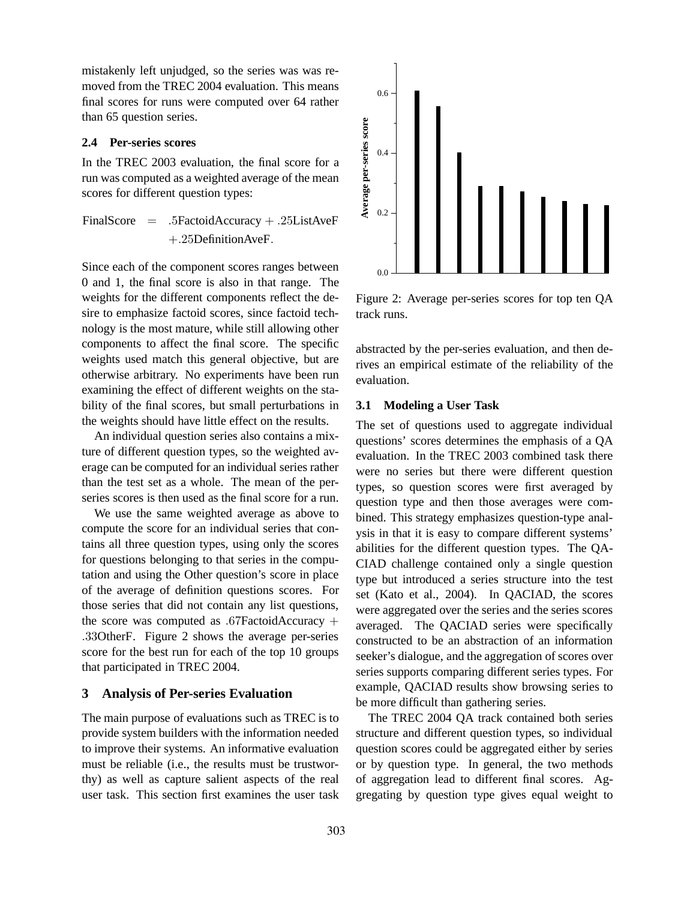mistakenly left unjudged, so the series was was removed from the TREC 2004 evaluation. This means final scores for runs were computed over 64 rather than 65 question series.

### 2.4 Per-series scores

In the TREC 2003 evaluation, the final score for a run was computed as a weighted average of the mean scores for different question types:

$$\text{FinalScore} = .5\text{FactoidAccuracy} + .25\text{ListAveF} + .25\text{DefinitionAveF}.$$

Since each of the component scores ranges between 0 and 1, the final score is also in that range. The weights for the different components reflect the desire to emphasize factoid scores, since factoid technology is the most mature, while still allowing other components to affect the final score. The specific weights used match this general objective, but are otherwise arbitrary. No experiments have been run examining the effect of different weights on the stability of the final scores, but small perturbations in the weights should have little effect on the results.

An individual question series also contains a mixture of different question types, so the weighted average can be computed for an individual series rather than the test set as a whole. The mean of the per-series scores is then used as the final score for a run.

We use the same weighted average as above to compute the score for an individual series that contains all three question types, using only the scores for questions belonging to that series in the computation and using the Other question's score in place of the average of definition questions scores. For those series that did not contain any list questions, the score was computed as $.67\text{FactoidAccuracy} + .33\text{OtherF}$. Figure 2 shows the average per-series score for the best run for each of the top 10 groups that participated in TREC 2004.

Figure 2: Average per-series scores for top ten QA track runs.

## 3 Analysis of Per-series Evaluation

The main purpose of evaluations such as TREC is to provide system builders with the information needed to improve their systems. An informative evaluation must be reliable (i.e., the results must be trustworthy) as well as capture salient aspects of the real user task. This section first examines the user task abstracted by the per-series evaluation, and then derives an empirical estimate of the reliability of the evaluation.

### 3.1 Modeling a User Task

The set of questions used to aggregate individual questions' scores determines the emphasis of a QA evaluation. In the TREC 2003 combined task there were no series but there were different question types, so question scores were first averaged by question type and then those averages were combined. This strategy emphasizes question-type analysis in that it is easy to compare different systems' abilities for the different question types. The QACIAD challenge contained only a single question type but introduced a series structure into the test set (Kato et al., 2004). In QACIAD, the scores were aggregated over the series and the series scores averaged. The QACIAD series were specifically constructed to be an abstraction of an information seeker's dialogue, and the aggregation of scores over series supports comparing different series types. For example, QACIAD results show browsing series to be more difficult than gathering series.

The TREC 2004 QA track contained both series structure and different question types, so individual question scores could be aggregated either by series or by question type. In general, the two methods of aggregation lead to different final scores. Aggregating by question type gives equal weight to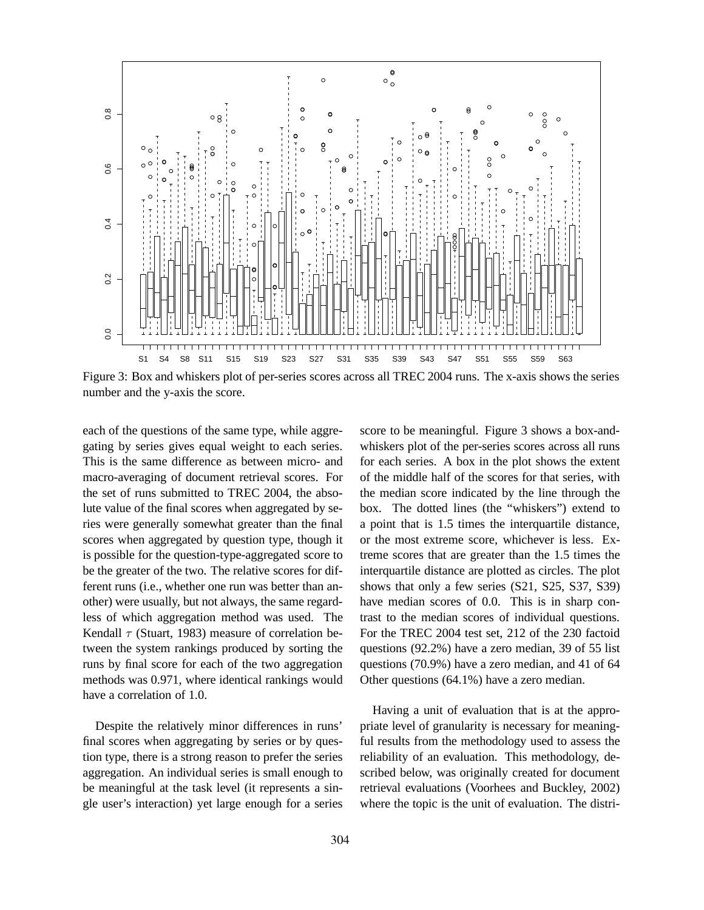Figure 3: Box and whiskers plot of per-series scores across all TREC 2004 runs. The x-axis shows the series number and the y-axis the score.

each of the questions of the same type, while aggregating by series gives equal weight to each series. This is the same difference as between micro- and macro-averaging of document retrieval scores. For the set of runs submitted to TREC 2004, the absolute value of the final scores when aggregated by series were generally somewhat greater than the final scores when aggregated by question type, though it is possible for the question-type-aggregated score to be the greater of the two. The relative scores for different runs (i.e., whether one run was better than another) were usually, but not always, the same regardless of which aggregation method was used. The Kendall $\tau$ (Stuart, 1983) measure of correlation between the system rankings produced by sorting the runs by final score for each of the two aggregation methods was 0.971, where identical rankings would have a correlation of 1.0.

Despite the relatively minor differences in runs' final scores when aggregating by series or by question type, there is a strong reason to prefer the series aggregation. An individual series is small enough to be meaningful at the task level (it represents a single user's interaction) yet large enough for a series score to be meaningful. Figure 3 shows a box-and-whiskers plot of the per-series scores across all runs for each series. A box in the plot shows the extent of the middle half of the scores for that series, with the median score indicated by the line through the box. The dotted lines (the "whiskers") extend to a point that is 1.5 times the interquartile distance, or the most extreme score, whichever is less. Extreme scores that are greater than the 1.5 times the interquartile distance are plotted as circles. The plot shows that only a few series (S21, S25, S37, S39) have median scores of 0.0. This is in sharp contrast to the median scores of individual questions. For the TREC 2004 test set, 212 of the 230 factoid questions (92.2%) have a zero median, 39 of 55 list questions (70.9%) have a zero median, and 41 of 64 Other questions (64.1%) have a zero median.

Having a unit of evaluation that is at the appropriate level of granularity is necessary for meaningful results from the methodology used to assess the reliability of an evaluation. This methodology, described below, was originally created for document retrieval evaluations (Voorhees and Buckley, 2002) where the topic is the unit of evaluation. The distri-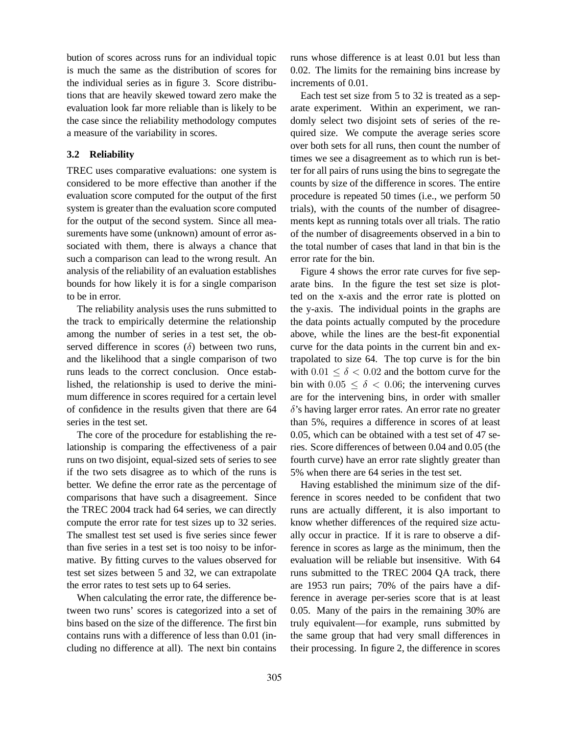bution of scores across runs for an individual topic is much the same as the distribution of scores for the individual series as in figure 3. Score distributions that are heavily skewed toward zero make the evaluation look far more reliable than is likely to be the case since the reliability methodology computes a measure of the variability in scores.

### 3.2 Reliability

TREC uses comparative evaluations: one system is considered to be more effective than another if the evaluation score computed for the output of the first system is greater than the evaluation score computed for the output of the second system. Since all measurements have some (unknown) amount of error associated with them, there is always a chance that such a comparison can lead to the wrong result. An analysis of the reliability of an evaluation establishes bounds for how likely it is for a single comparison to be in error.

The reliability analysis uses the runs submitted to the track to empirically determine the relationship among the number of series in a test set, the observed difference in scores ($\delta$) between two runs, and the likelihood that a single comparison of two runs leads to the correct conclusion. Once established, the relationship is used to derive the minimum difference in scores required for a certain level of confidence in the results given that there are 64 series in the test set.

The core of the procedure for establishing the relationship is comparing the effectiveness of a pair runs on two disjoint, equal-sized sets of series to see if the two sets disagree as to which of the runs is better. We define the error rate as the percentage of comparisons that have such a disagreement. Since the TREC 2004 track had 64 series, we can directly compute the error rate for test sizes up to 32 series. The smallest test set used is five series since fewer than five series in a test set is too noisy to be informative. By fitting curves to the values observed for test set sizes between 5 and 32, we can extrapolate the error rates to test sets up to 64 series.

When calculating the error rate, the difference between two runs' scores is categorized into a set of bins based on the size of the difference. The first bin contains runs with a difference of less than 0.01 (including no difference at all). The next bin contains runs whose difference is at least 0.01 but less than 0.02. The limits for the remaining bins increase by increments of 0.01.

Each test set size from 5 to 32 is treated as a separate experiment. Within an experiment, we randomly select two disjoint sets of series of the required size. We compute the average series score over both sets for all runs, then count the number of times we see a disagreement as to which run is better for all pairs of runs using the bins to segregate the counts by size of the difference in scores. The entire procedure is repeated 50 times (i.e., we perform 50 trials), with the counts of the number of disagreements kept as running totals over all trials. The ratio of the number of disagreements observed in a bin to the total number of cases that land in that bin is the error rate for the bin.

Figure 4 shows the error rate curves for five separate bins. In the figure the test set size is plotted on the x-axis and the error rate is plotted on the y-axis. The individual points in the graphs are the data points actually computed by the procedure above, while the lines are the best-fit exponential curve for the data points in the current bin and extrapolated to size 64. The top curve is for the bin with $0.01 \leq \delta < 0.02$ and the bottom curve for the bin with $0.05 \leq \delta < 0.06$; the intervening curves are for the intervening bins, in order with smaller $\delta$'s having larger error rates. An error rate no greater than 5%, requires a difference in scores of at least 0.05, which can be obtained with a test set of 47 series. Score differences of between 0.04 and 0.05 (the fourth curve) have an error rate slightly greater than 5% when there are 64 series in the test set.

Having established the minimum size of the difference in scores needed to be confident that two runs are actually different, it is also important to know whether differences of the required size actually occur in practice. If it is rare to observe a difference in scores as large as the minimum, then the evaluation will be reliable but insensitive. With 64 runs submitted to the TREC 2004 QA track, there are 1953 run pairs; 70% of the pairs have a difference in average per-series score that is at least 0.05. Many of the pairs in the remaining 30% are truly equivalent—for example, runs submitted by the same group that had very small differences in their processing. In figure 2, the difference in scores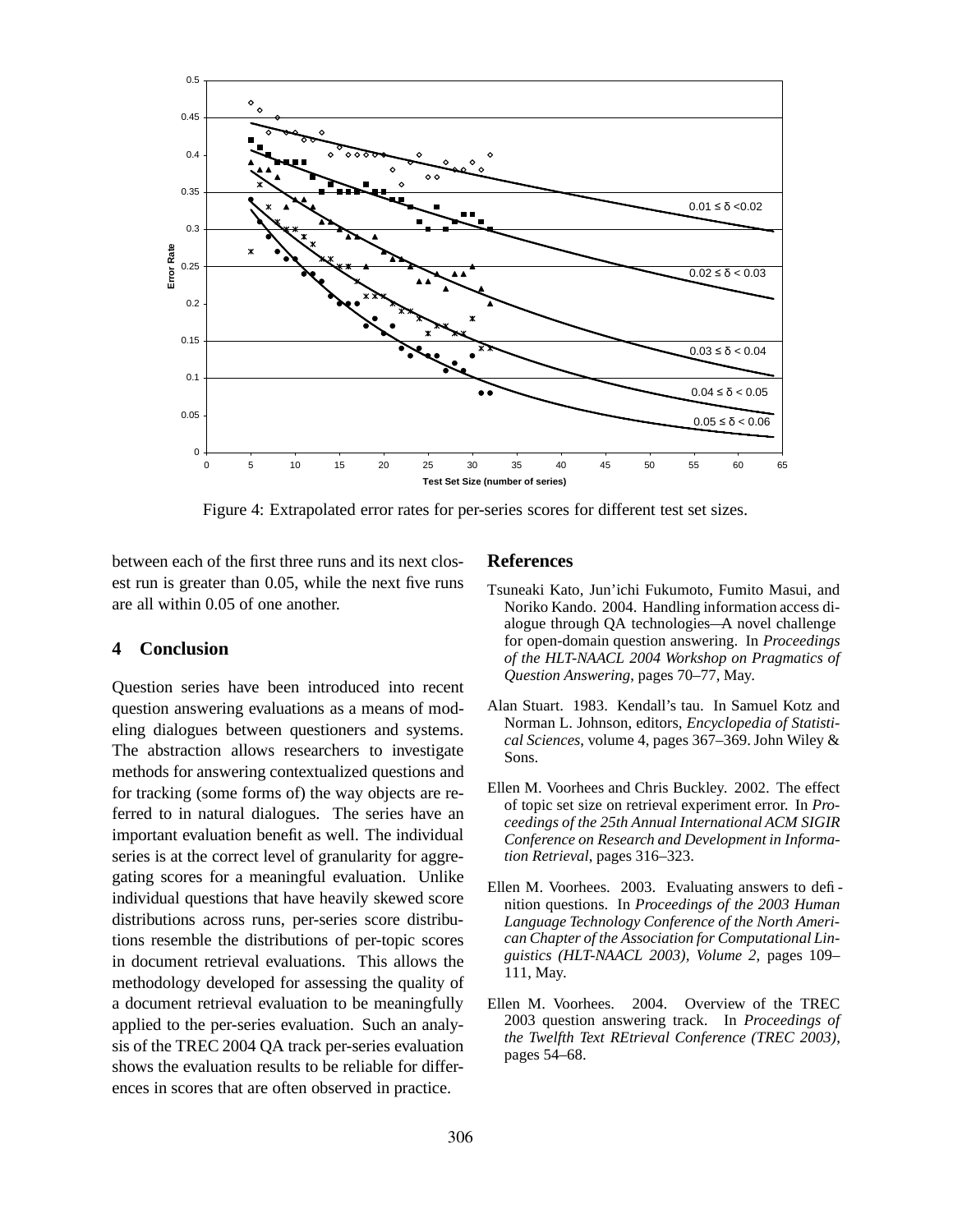0.5
0.45
0.4
0.35
0.3
0.25
0.2
0.15
0.1
0.05
0

Error Rate

0 5 10 15 20 25 30 35 40 45 50 55 60 65

Test Set Size (number of series)

$0.01 \leq \delta < 0.02$

$0.02 \leq \delta < 0.03$

$0.03 \leq \delta < 0.04$

$0.04 \leq \delta < 0.05$

$0.05 \leq \delta < 0.06$

Figure 4: Extrapolated error rates for per-series scores for different test set sizes.

between each of the first three runs and its next closest run is greater than 0.05, while the next five runs are all within 0.05 of one another.

## 4 Conclusion

Question series have been introduced into recent question answering evaluations as a means of modeling dialogues between questioners and systems. The abstraction allows researchers to investigate methods for answering contextualized questions and for tracking (some forms of) the way objects are referred to in natural dialogues. The series have an important evaluation benefit as well. The individual series is at the correct level of granularity for aggregating scores for a meaningful evaluation. Unlike individual questions that have heavily skewed score distributions across runs, per-series score distributions resemble the distributions of per-topic scores in document retrieval evaluations. This allows the methodology developed for assessing the quality of a document retrieval evaluation to be meaningfully applied to the per-series evaluation. Such an analysis of the TREC 2004 QA track per-series evaluation shows the evaluation results to be reliable for differences in scores that are often observed in practice.

## References

Tsuneaki Kato, Jun'ichi Fukumoto, Fumito Masui, and Noriko Kando. 2004. Handling information access dialogue through QA technologies—A novel challenge for open-domain question answering. In *Proceedings of the HLT-NAACL 2004 Workshop on Pragmatics of Question Answering*, pages 70–77, May.

Alan Stuart. 1983. Kendall's tau. In Samuel Kotz and Norman L. Johnson, editors, *Encyclopedia of Statistical Sciences*, volume 4, pages 367–369. John Wiley & Sons.

Ellen M. Voorhees and Chris Buckley. 2002. The effect of topic set size on retrieval experiment error. In *Proceedings of the 25th Annual International ACM SIGIR Conference on Research and Development in Information Retrieval*, pages 316–323.

Ellen M. Voorhees. 2003. Evaluating answers to definition questions. In *Proceedings of the 2003 Human Language Technology Conference of the North American Chapter of the Association for Computational Linguistics (HLT-NAACL 2003), Volume 2*, pages 109–111, May.

Ellen M. Voorhees. 2004. Overview of the TREC 2003 question answering track. In *Proceedings of the Twelfth Text REtrieval Conference (TREC 2003)*, pages 54–68.